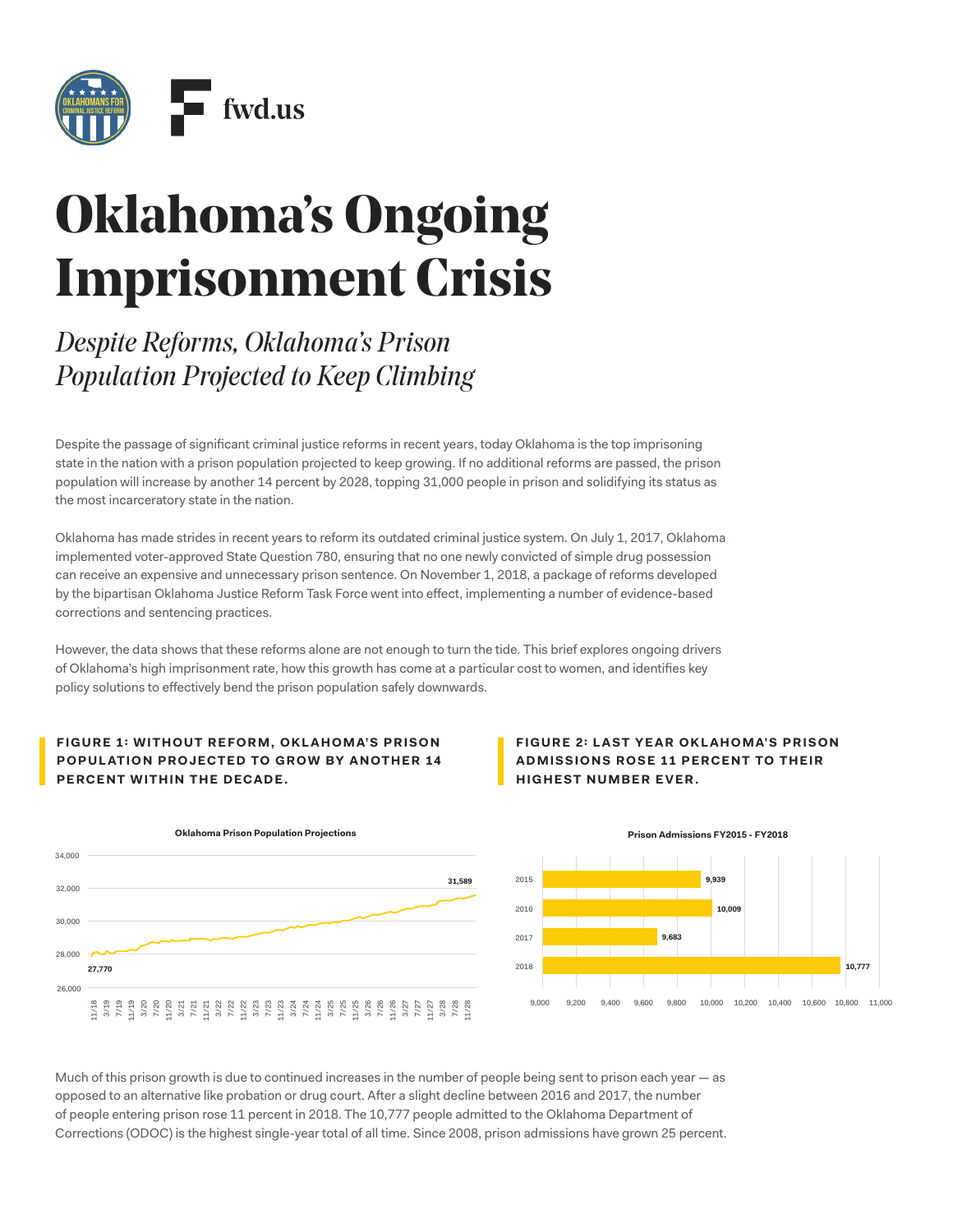# Oklahoma's Ongoing Imprisonment Crisis

## *Despite Reforms, Oklahoma's Prison Population Projected to Keep Climbing*

Despite the passage of significant criminal justice reforms in recent years, today Oklahoma is the top imprisoning state in the nation with a prison population projected to keep growing. If no additional reforms are passed, the prison population will increase by another 14 percent by 2028, topping 31,000 people in prison and solidifying its status as the most incarceratory state in the nation.

Oklahoma has made strides in recent years to reform its outdated criminal justice system. On July 1, 2017, Oklahoma implemented voter-approved State Question 780, ensuring that no one newly convicted of simple drug possession can receive an expensive and unnecessary prison sentence. On November 1, 2018, a package of reforms developed by the bipartisan Oklahoma Justice Reform Task Force went into effect, implementing a number of evidence-based corrections and sentencing practices.

However, the data shows that these reforms alone are not enough to turn the tide. This brief explores ongoing drivers of Oklahoma's high imprisonment rate, how this growth has come at a particular cost to women, and identifies key policy solutions to effectively bend the prison population safely downwards.

**FIGURE 1: WITHOUT REFORM, OKLAHOMA'S PRISON POPULATION PROJECTED TO GROW BY ANOTHER 14 PERCENT WITHIN THE DECADE.**

**Oklahoma Prison Population Projections**

27,770 (11/18) → 31,589 (11/28)

**FIGURE 2: LAST YEAR OKLAHOMA'S PRISON ADMISSIONS ROSE 11 PERCENT TO THEIR HIGHEST NUMBER EVER.**

**Prison Admissions FY2015 - FY2018**

| Year | Admissions |
|---|---|
| 2015 | 9,939 |
| 2016 | 10,009 |
| 2017 | 9,683 |
| 2018 | 10,777 |

Much of this prison growth is due to continued increases in the number of people being sent to prison each year — as opposed to an alternative like probation or drug court. After a slight decline between 2016 and 2017, the number of people entering prison rose 11 percent in 2018. The 10,777 people admitted to the Oklahoma Department of Corrections (ODOC) is the highest single-year total of all time. Since 2008, prison admissions have grown 25 percent.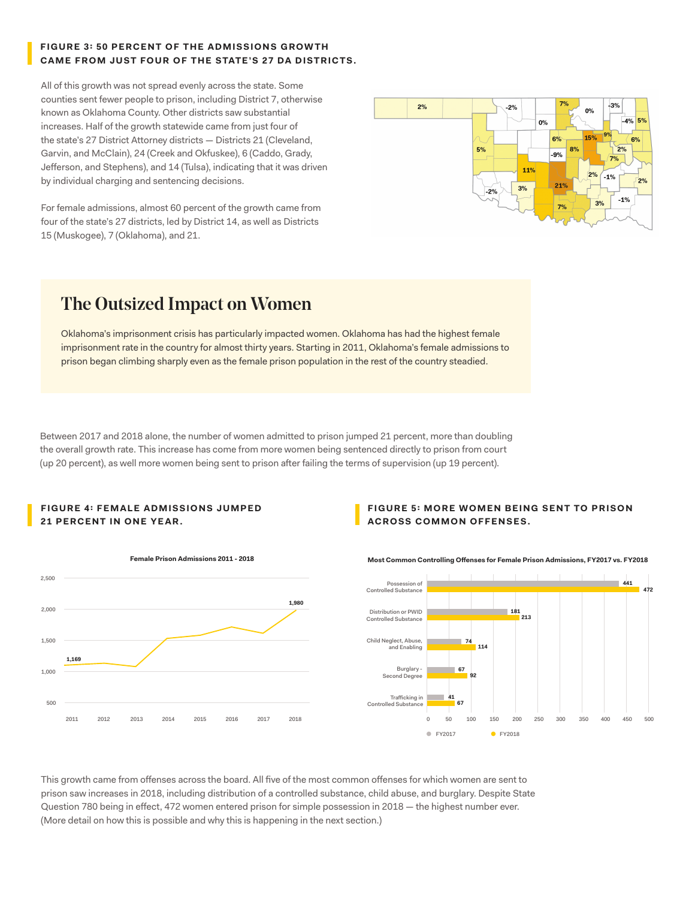**FIGURE 3: 50 PERCENT OF THE ADMISSIONS GROWTH CAME FROM JUST FOUR OF THE STATE'S 27 DA DISTRICTS.**

All of this growth was not spread evenly across the state. Some counties sent fewer people to prison, including District 7, otherwise known as Oklahoma County. Other districts saw substantial increases. Half of the growth statewide came from just four of the state's 27 District Attorney districts — Districts 21 (Cleveland, Garvin, and McClain), 24 (Creek and Okfuskee), 6 (Caddo, Grady, Jefferson, and Stephens), and 14 (Tulsa), indicating that it was driven by individual charging and sentencing decisions.

For female admissions, almost 60 percent of the growth came from four of the state's 27 districts, led by District 14, as well as Districts 15 (Muskogee), 7 (Oklahoma), and 21.

## The Outsized Impact on Women

Oklahoma's imprisonment crisis has particularly impacted women. Oklahoma has had the highest female imprisonment rate in the country for almost thirty years. Starting in 2011, Oklahoma's female admissions to prison began climbing sharply even as the female prison population in the rest of the country steadied.

Between 2017 and 2018 alone, the number of women admitted to prison jumped 21 percent, more than doubling the overall growth rate. This increase has come from more women being sentenced directly to prison from court (up 20 percent), as well more women being sent to prison after failing the terms of supervision (up 19 percent).

**FIGURE 4: FEMALE ADMISSIONS JUMPED 21 PERCENT IN ONE YEAR.**

Female Prison Admissions 2011 - 2018

**FIGURE 5: MORE WOMEN BEING SENT TO PRISON ACROSS COMMON OFFENSES.**

Most Common Controlling Offenses for Female Prison Admissions, FY2017 vs. FY2018

| Offense | FY2017 | FY2018 |
|---|---|---|
| Possession of Controlled Substance | 441 | 472 |
| Distribution or PWID Controlled Substance | 181 | 213 |
| Child Neglect, Abuse, and Enabling | 74 | 114 |
| Burglary - Second Degree | 67 | 92 |
| Trafficking in Controlled Substance | 41 | 67 |

This growth came from offenses across the board. All five of the most common offenses for which women are sent to prison saw increases in 2018, including distribution of a controlled substance, child abuse, and burglary. Despite State Question 780 being in effect, 472 women entered prison for simple possession in 2018 — the highest number ever. (More detail on how this is possible and why this is happening in the next section.)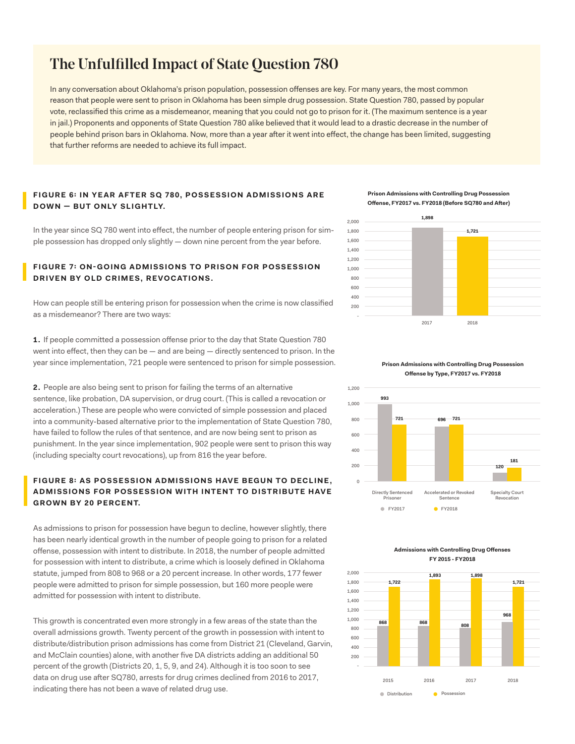# The Unfulfilled Impact of State Question 780

In any conversation about Oklahoma's prison population, possession offenses are key. For many years, the most common reason that people were sent to prison in Oklahoma has been simple drug possession. State Question 780, passed by popular vote, reclassified this crime as a misdemeanor, meaning that you could not go to prison for it. (The maximum sentence is a year in jail.) Proponents and opponents of State Question 780 alike believed that it would lead to a drastic decrease in the number of people behind prison bars in Oklahoma. Now, more than a year after it went into effect, the change has been limited, suggesting that further reforms are needed to achieve its full impact.

### FIGURE 6: IN YEAR AFTER SQ 780, POSSESSION ADMISSIONS ARE DOWN — BUT ONLY SLIGHTLY.

In the year since SQ 780 went into effect, the number of people entering prison for simple possession has dropped only slightly — down nine percent from the year before.

**Prison Admissions with Controlling Drug Possession Offense, FY2017 vs. FY2018 (Before SQ780 and After)**

| Year | Admissions |
|---|---|
| 2017 | 1,898 |
| 2018 | 1,721 |

### FIGURE 7: ON-GOING ADMISSIONS TO PRISON FOR POSSESSION DRIVEN BY OLD CRIMES, REVOCATIONS.

How can people still be entering prison for possession when the crime is now classified as a misdemeanor? There are two ways:

**1.** If people committed a possession offense prior to the day that State Question 780 went into effect, then they can be — and are being — directly sentenced to prison. In the year since implementation, 721 people were sentenced to prison for simple possession.

**2.** People are also being sent to prison for failing the terms of an alternative sentence, like probation, DA supervision, or drug court. (This is called a revocation or acceleration.) These are people who were convicted of simple possession and placed into a community-based alternative prior to the implementation of State Question 780, have failed to follow the rules of that sentence, and are now being sent to prison as punishment. In the year since implementation, 902 people were sent to prison this way (including specialty court revocations), up from 816 the year before.

**Prison Admissions with Controlling Drug Possession Offense by Type, FY2017 vs. FY2018**

| Type | FY2017 | FY2018 |
|---|---|---|
| Directly Sentenced Prisoner | 993 | 721 |
| Accelerated or Revoked Sentence | 696 | 721 |
| Specialty Court Revocation | 120 | 181 |

### FIGURE 8: AS POSSESSION ADMISSIONS HAVE BEGUN TO DECLINE, ADMISSIONS FOR POSSESSION WITH INTENT TO DISTRIBUTE HAVE GROWN BY 20 PERCENT.

As admissions to prison for possession have begun to decline, however slightly, there has been nearly identical growth in the number of people going to prison for a related offense, possession with intent to distribute. In 2018, the number of people admitted for possession with intent to distribute, a crime which is loosely defined in Oklahoma statute, jumped from 808 to 968 or a 20 percent increase. In other words, 177 fewer people were admitted to prison for simple possession, but 160 more people were admitted for possession with intent to distribute.

This growth is concentrated even more strongly in a few areas of the state than the overall admissions growth. Twenty percent of the growth in possession with intent to distribute/distribution prison admissions has come from District 21 (Cleveland, Garvin, and McClain counties) alone, with another five DA districts adding an additional 50 percent of the growth (Districts 20, 1, 5, 9, and 24). Although it is too soon to see data on drug use after SQ780, arrests for drug crimes declined from 2016 to 2017, indicating there has not been a wave of related drug use.

**Admissions with Controlling Drug Offenses FY 2015 - FY2018**

| Year | Distribution | Possession |
|---|---|---|
| 2015 | 868 | 1,722 |
| 2016 | 868 | 1,893 |
| 2017 | 808 | 1,898 |
| 2018 | 968 | 1,721 |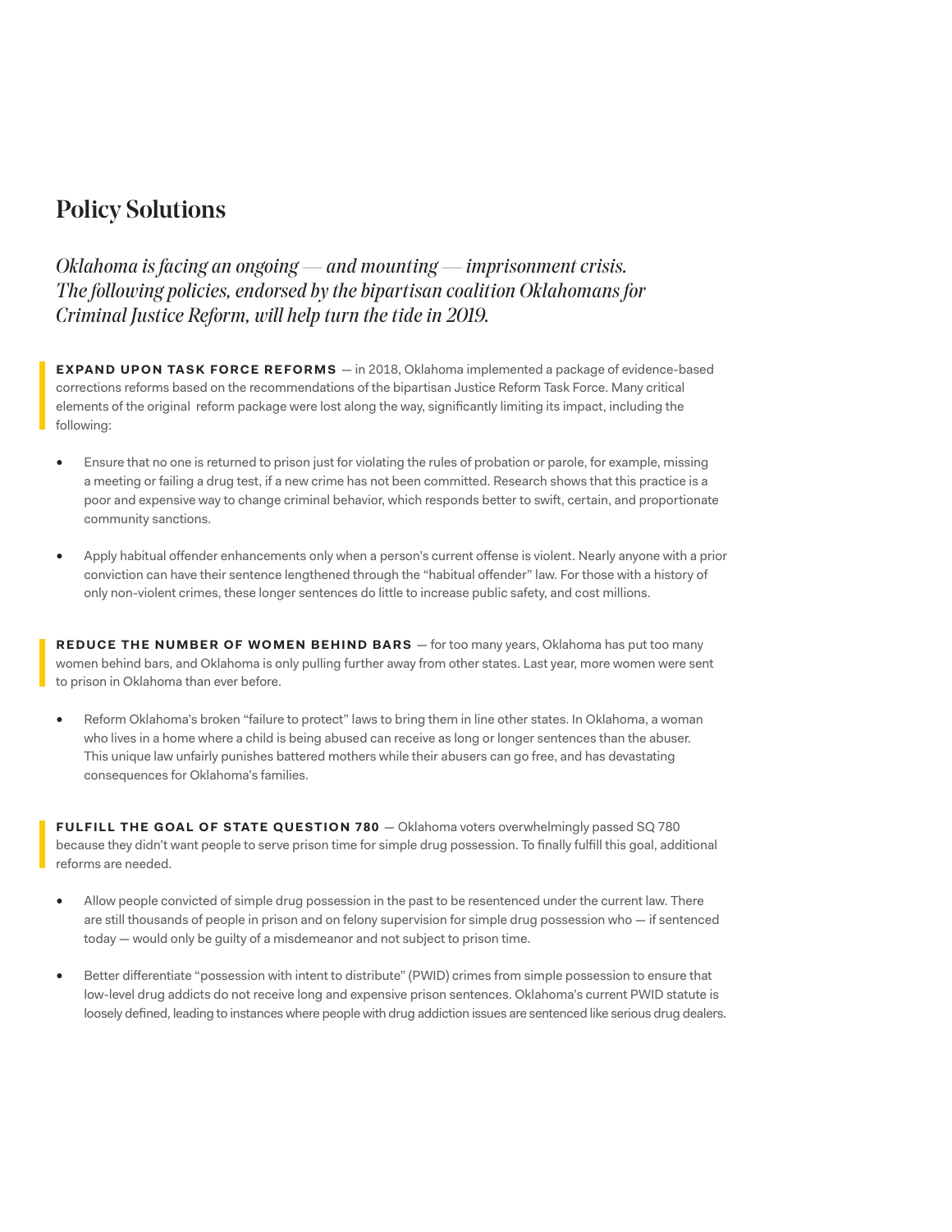## Policy Solutions

*Oklahoma is facing an ongoing — and mounting — imprisonment crisis. The following policies, endorsed by the bipartisan coalition Oklahomans for Criminal Justice Reform, will help turn the tide in 2019.*

**EXPAND UPON TASK FORCE REFORMS** — in 2018, Oklahoma implemented a package of evidence-based corrections reforms based on the recommendations of the bipartisan Justice Reform Task Force. Many critical elements of the original reform package were lost along the way, significantly limiting its impact, including the following:

- Ensure that no one is returned to prison just for violating the rules of probation or parole, for example, missing a meeting or failing a drug test, if a new crime has not been committed. Research shows that this practice is a poor and expensive way to change criminal behavior, which responds better to swift, certain, and proportionate community sanctions.

- Apply habitual offender enhancements only when a person's current offense is violent. Nearly anyone with a prior conviction can have their sentence lengthened through the "habitual offender" law. For those with a history of only non-violent crimes, these longer sentences do little to increase public safety, and cost millions.

**REDUCE THE NUMBER OF WOMEN BEHIND BARS** — for too many years, Oklahoma has put too many women behind bars, and Oklahoma is only pulling further away from other states. Last year, more women were sent to prison in Oklahoma than ever before.

- Reform Oklahoma's broken "failure to protect" laws to bring them in line other states. In Oklahoma, a woman who lives in a home where a child is being abused can receive as long or longer sentences than the abuser. This unique law unfairly punishes battered mothers while their abusers can go free, and has devastating consequences for Oklahoma's families.

**FULFILL THE GOAL OF STATE QUESTION 780** — Oklahoma voters overwhelmingly passed SQ 780 because they didn't want people to serve prison time for simple drug possession. To finally fulfill this goal, additional reforms are needed.

- Allow people convicted of simple drug possession in the past to be resentenced under the current law. There are still thousands of people in prison and on felony supervision for simple drug possession who — if sentenced today — would only be guilty of a misdemeanor and not subject to prison time.

- Better differentiate "possession with intent to distribute" (PWID) crimes from simple possession to ensure that low-level drug addicts do not receive long and expensive prison sentences. Oklahoma's current PWID statute is loosely defined, leading to instances where people with drug addiction issues are sentenced like serious drug dealers.